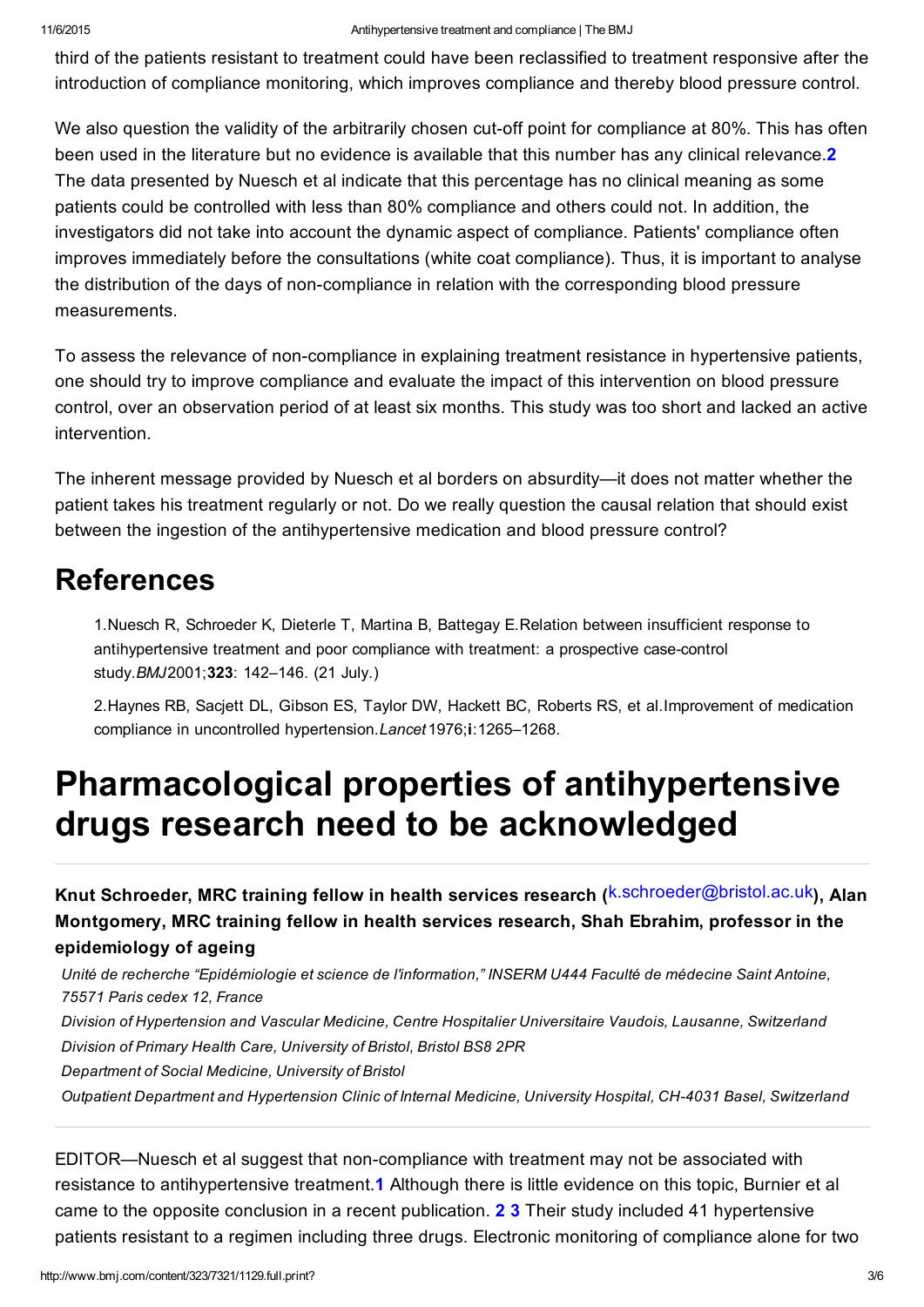third of the patients resistant to treatment could have been reclassified to treatment responsive after the introduction of compliance monitoring, which improves compliance and thereby blood pressure control.

We also question the validity of the arbitrarily chosen cut-off point for compliance at 80%. This has often been used in the literature but no evidence is available that this number has any clinical relevance.[2] The data presented by Nuesch et al indicate that this percentage has no clinical meaning as some patients could be controlled with less than 80% compliance and others could not. In addition, the investigators did not take into account the dynamic aspect of compliance. Patients' compliance often improves immediately before the consultations (white coat compliance). Thus, it is important to analyse the distribution of the days of non-compliance in relation with the corresponding blood pressure measurements.

To assess the relevance of non-compliance in explaining treatment resistance in hypertensive patients, one should try to improve compliance and evaluate the impact of this intervention on blood pressure control, over an observation period of at least six months. This study was too short and lacked an active intervention.

The inherent message provided by Nuesch et al borders on absurdity—it does not matter whether the patient takes his treatment regularly or not. Do we really question the causal relation that should exist between the ingestion of the antihypertensive medication and blood pressure control?

## References

1. Nuesch R, Schroeder K, Dieterle T, Martina B, Battegay E. Relation between insufficient response to antihypertensive treatment and poor compliance with treatment: a prospective case-control study. *BMJ* 2001; **323**: 142–146. (21 July.)

2. Haynes RB, Sacjett DL, Gibson ES, Taylor DW, Hackett BC, Roberts RS, et al. Improvement of medication compliance in uncontrolled hypertension. *Lancet* 1976; **i**:1265–1268.

# Pharmacological properties of antihypertensive drugs research need to be acknowledged

**Knut Schroeder, MRC training fellow in health services research (k.schroeder@bristol.ac.uk), Alan Montgomery, MRC training fellow in health services research, Shah Ebrahim, professor in the epidemiology of ageing**

*Unité de recherche "Epidémiologie et science de l'information," INSERM U444 Faculté de médecine Saint Antoine, 75571 Paris cedex 12, France*

*Division of Hypertension and Vascular Medicine, Centre Hospitalier Universitaire Vaudois, Lausanne, Switzerland*

*Division of Primary Health Care, University of Bristol, Bristol BS8 2PR*

*Department of Social Medicine, University of Bristol*

*Outpatient Department and Hypertension Clinic of Internal Medicine, University Hospital, CH-4031 Basel, Switzerland*

EDITOR—Nuesch et al suggest that non-compliance with treatment may not be associated with resistance to antihypertensive treatment.[1] Although there is little evidence on this topic, Burnier et al came to the opposite conclusion in a recent publication. [2] [3] Their study included 41 hypertensive patients resistant to a regimen including three drugs. Electronic monitoring of compliance alone for two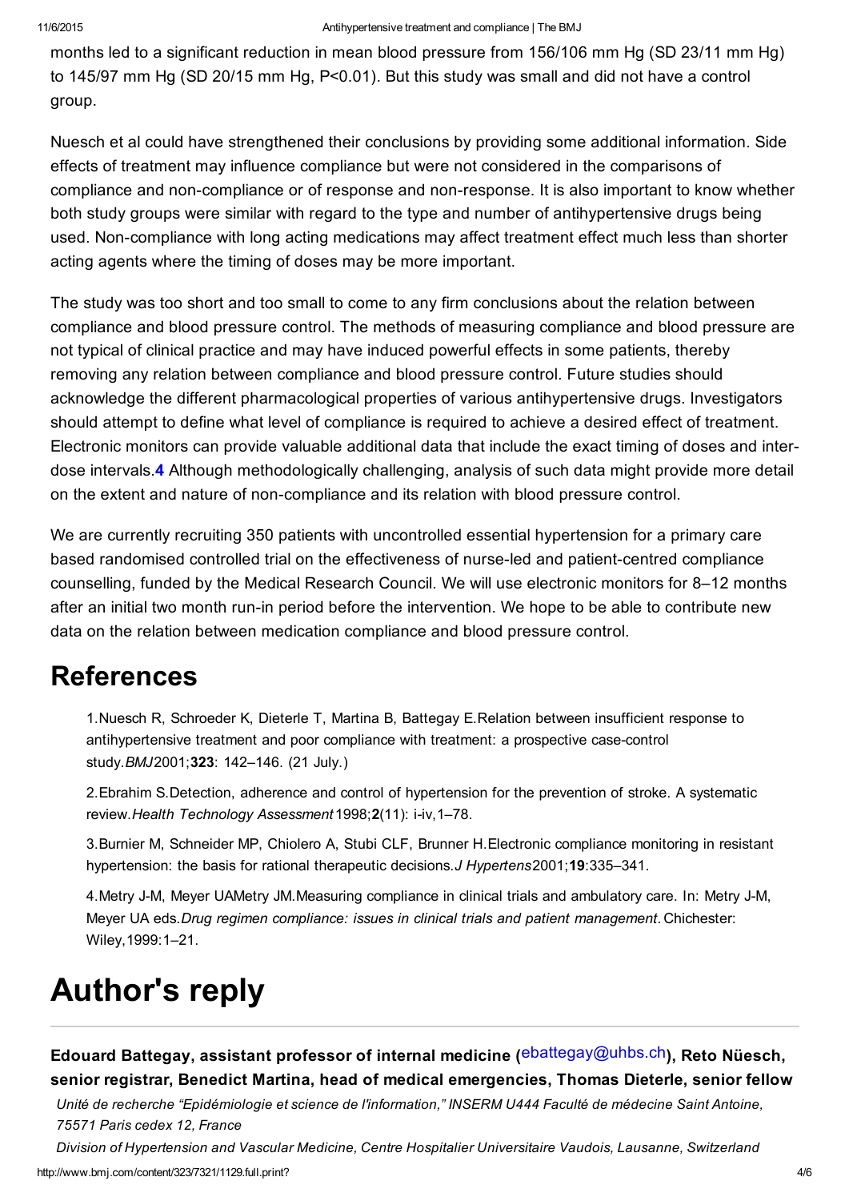months led to a significant reduction in mean blood pressure from 156/106 mm Hg (SD 23/11 mm Hg) to 145/97 mm Hg (SD 20/15 mm Hg, P<0.01). But this study was small and did not have a control group.

Nuesch et al could have strengthened their conclusions by providing some additional information. Side effects of treatment may influence compliance but were not considered in the comparisons of compliance and non-compliance or of response and non-response. It is also important to know whether both study groups were similar with regard to the type and number of antihypertensive drugs being used. Non-compliance with long acting medications may affect treatment effect much less than shorter acting agents where the timing of doses may be more important.

The study was too short and too small to come to any firm conclusions about the relation between compliance and blood pressure control. The methods of measuring compliance and blood pressure are not typical of clinical practice and may have induced powerful effects in some patients, thereby removing any relation between compliance and blood pressure control. Future studies should acknowledge the different pharmacological properties of various antihypertensive drugs. Investigators should attempt to define what level of compliance is required to achieve a desired effect of treatment. Electronic monitors can provide valuable additional data that include the exact timing of doses and inter-dose intervals.[4] Although methodologically challenging, analysis of such data might provide more detail on the extent and nature of non-compliance and its relation with blood pressure control.

We are currently recruiting 350 patients with uncontrolled essential hypertension for a primary care based randomised controlled trial on the effectiveness of nurse-led and patient-centred compliance counselling, funded by the Medical Research Council. We will use electronic monitors for 8–12 months after an initial two month run-in period before the intervention. We hope to be able to contribute new data on the relation between medication compliance and blood pressure control.

## References

1. Nuesch R, Schroeder K, Dieterle T, Martina B, Battegay E. Relation between insufficient response to antihypertensive treatment and poor compliance with treatment: a prospective case-control study. *BMJ* 2001;**323**: 142–146. (21 July.)

2. Ebrahim S. Detection, adherence and control of hypertension for the prevention of stroke. A systematic review. *Health Technology Assessment* 1998;**2**(11): i-iv,1–78.

3. Burnier M, Schneider MP, Chiolero A, Stubi CLF, Brunner H. Electronic compliance monitoring in resistant hypertension: the basis for rational therapeutic decisions. *J Hypertens* 2001;**19**:335–341.

4. Metry J-M, Meyer UAMetry JM. Measuring compliance in clinical trials and ambulatory care. In: Metry J-M, Meyer UA eds. *Drug regimen compliance: issues in clinical trials and patient management.* Chichester: Wiley, 1999:1–21.

# Author's reply

**Edouard Battegay, assistant professor of internal medicine (ebattegay@uhbs.ch), Reto Nüesch, senior registrar, Benedict Martina, head of medical emergencies, Thomas Dieterle, senior fellow**

*Unité de recherche "Epidémiologie et science de l'information," INSERM U444 Faculté de médecine Saint Antoine, 75571 Paris cedex 12, France*

*Division of Hypertension and Vascular Medicine, Centre Hospitalier Universitaire Vaudois, Lausanne, Switzerland*